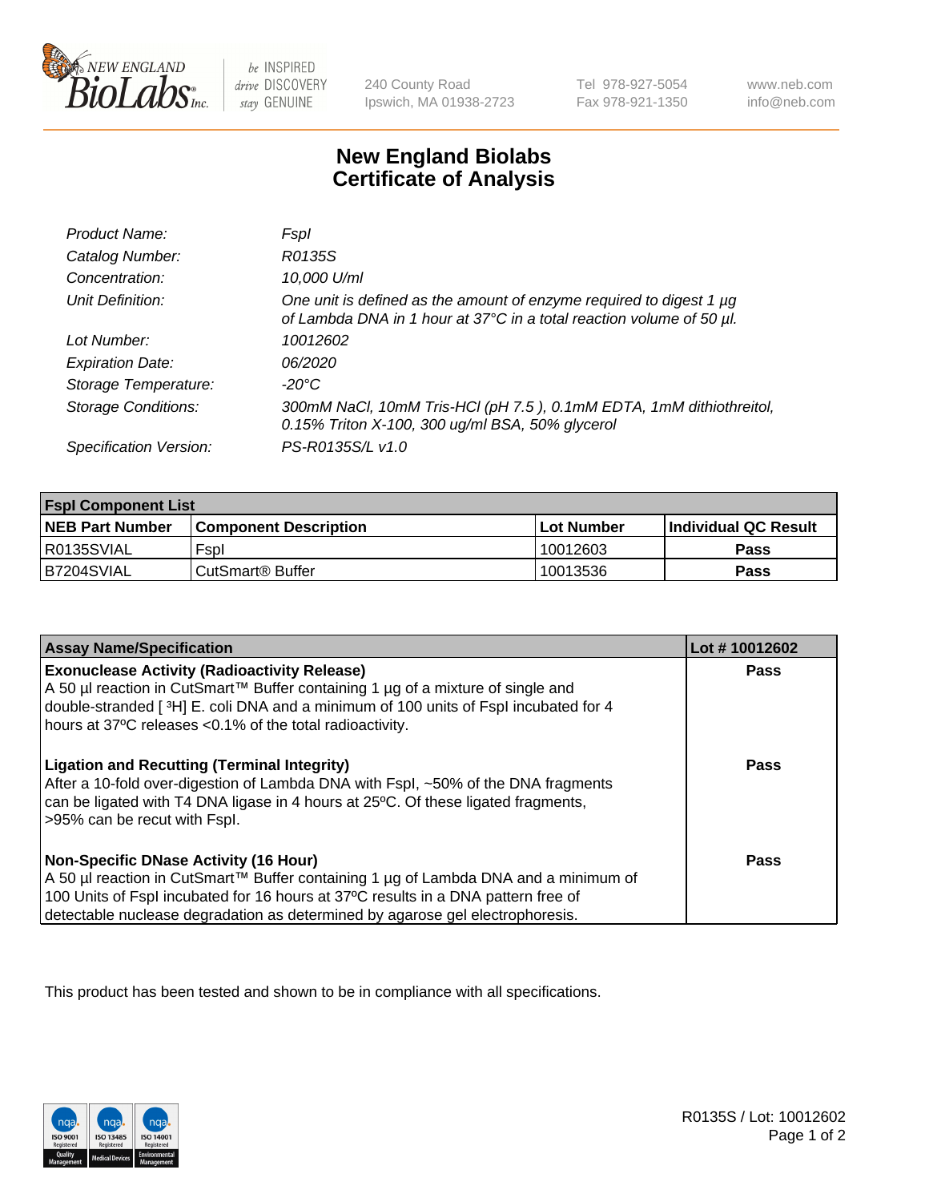New England BioLabs Inc. — be INSPIRED drive DISCOVERY stay GENUINE

240 County Road
Ipswich, MA 01938-2723

Tel 978-927-5054
Fax 978-921-1350

www.neb.com
info@neb.com

# New England Biolabs Certificate of Analysis

| | |
|---|---|
| *Product Name:* | *FspI* |
| *Catalog Number:* | *R0135S* |
| *Concentration:* | *10,000 U/ml* |
| *Unit Definition:* | *One unit is defined as the amount of enzyme required to digest 1 µg of Lambda DNA in 1 hour at 37°C in a total reaction volume of 50 µl.* |
| *Lot Number:* | *10012602* |
| *Expiration Date:* | *06/2020* |
| *Storage Temperature:* | *-20°C* |
| *Storage Conditions:* | *300mM NaCl, 10mM Tris-HCl (pH 7.5 ), 0.1mM EDTA, 1mM dithiothreitol, 0.15% Triton X-100, 300 ug/ml BSA, 50% glycerol* |
| *Specification Version:* | *PS-R0135S/L v1.0* |

| FspI Component List | | | |
|---|---|---|---|
| **NEB Part Number** | **Component Description** | **Lot Number** | **Individual QC Result** |
| R0135SVIAL | FspI | 10012603 | **Pass** |
| B7204SVIAL | CutSmart® Buffer | 10013536 | **Pass** |

| Assay Name/Specification | Lot # 10012602 |
|---|---|
| **Exonuclease Activity (Radioactivity Release)**<br>A 50 µl reaction in CutSmart™ Buffer containing 1 µg of a mixture of single and double-stranded [ $^3$H] E. coli DNA and a minimum of 100 units of FspI incubated for 4 hours at 37ºC releases <0.1% of the total radioactivity. | **Pass** |
| **Ligation and Recutting (Terminal Integrity)**<br>After a 10-fold over-digestion of Lambda DNA with FspI, ~50% of the DNA fragments can be ligated with T4 DNA ligase in 4 hours at 25ºC. Of these ligated fragments, >95% can be recut with FspI. | **Pass** |
| **Non-Specific DNase Activity (16 Hour)**<br>A 50 µl reaction in CutSmart™ Buffer containing 1 µg of Lambda DNA and a minimum of 100 Units of FspI incubated for 16 hours at 37ºC results in a DNA pattern free of detectable nuclease degradation as determined by agarose gel electrophoresis. | **Pass** |

This product has been tested and shown to be in compliance with all specifications.

R0135S / Lot: 10012602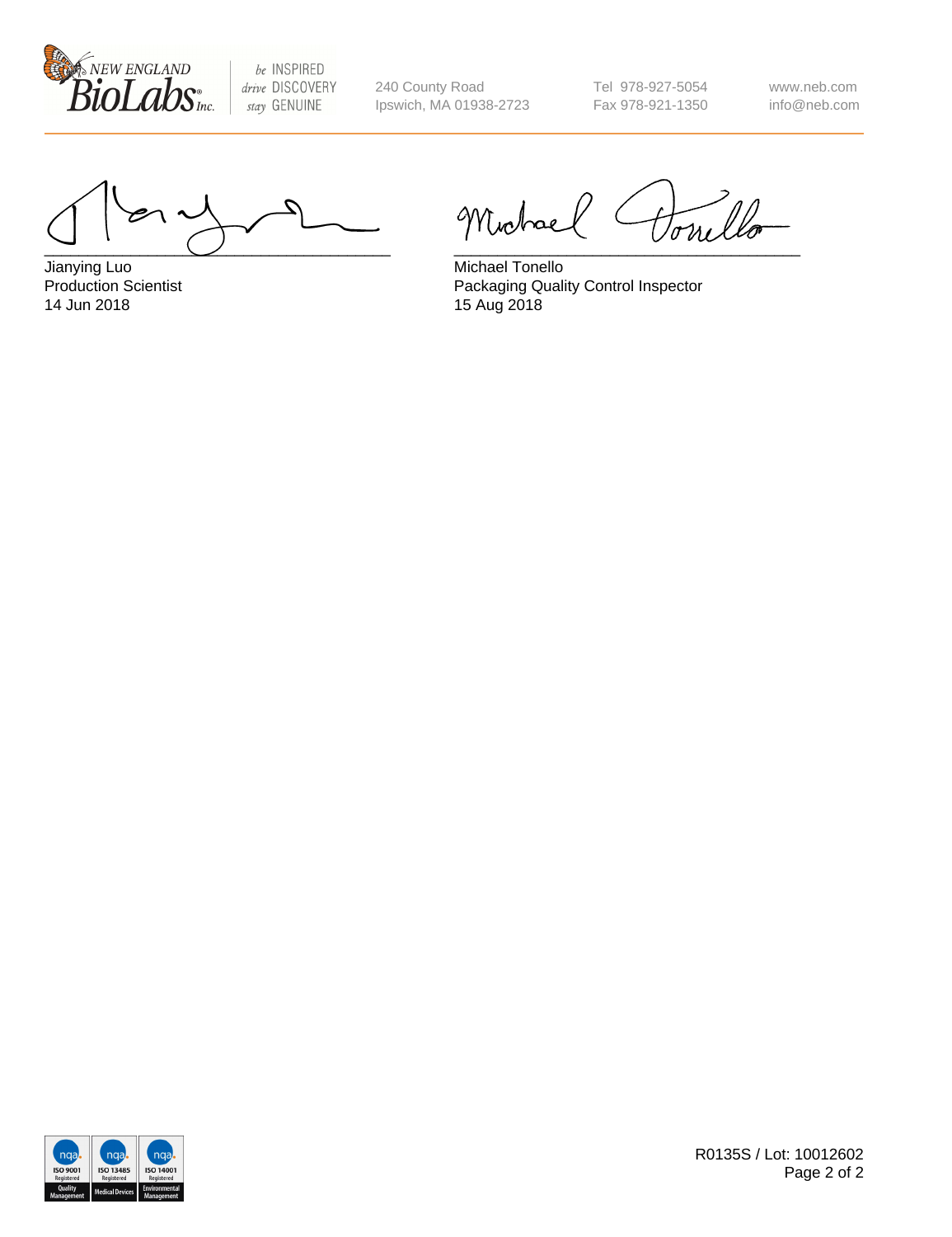Jianying Luo
Production Scientist
14 Jun 2018

Michael Tonello
Packaging Quality Control Inspector
15 Aug 2018

R0135S / Lot: 10012602